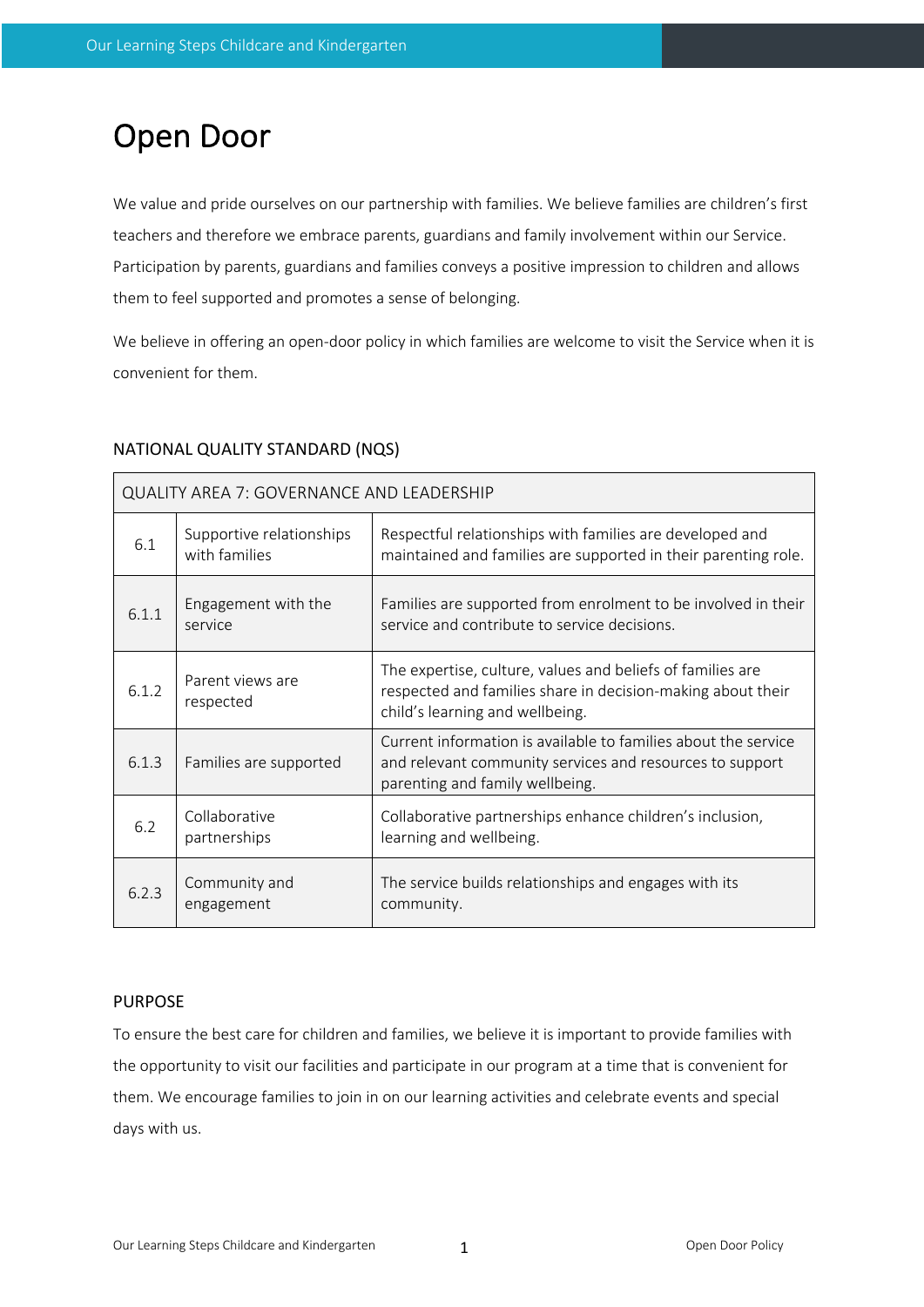# Open Door

We value and pride ourselves on our partnership with families. We believe families are children's first teachers and therefore we embrace parents, guardians and family involvement within our Service. Participation by parents, guardians and families conveys a positive impression to children and allows them to feel supported and promotes a sense of belonging.

We believe in offering an open-door policy in which families are welcome to visit the Service when it is convenient for them.

## NATIONAL QUALITY STANDARD (NQS)

| QUALITY AREA 7: GOVERNANCE AND LEADERSHIP | | |
|---|---|---|
| 6.1 | Supportive relationships with families | Respectful relationships with families are developed and maintained and families are supported in their parenting role. |
| 6.1.1 | Engagement with the service | Families are supported from enrolment to be involved in their service and contribute to service decisions. |
| 6.1.2 | Parent views are respected | The expertise, culture, values and beliefs of families are respected and families share in decision-making about their child's learning and wellbeing. |
| 6.1.3 | Families are supported | Current information is available to families about the service and relevant community services and resources to support parenting and family wellbeing. |
| 6.2 | Collaborative partnerships | Collaborative partnerships enhance children's inclusion, learning and wellbeing. |
| 6.2.3 | Community and engagement | The service builds relationships and engages with its community. |

## PURPOSE

To ensure the best care for children and families, we believe it is important to provide families with the opportunity to visit our facilities and participate in our program at a time that is convenient for them. We encourage families to join in on our learning activities and celebrate events and special days with us.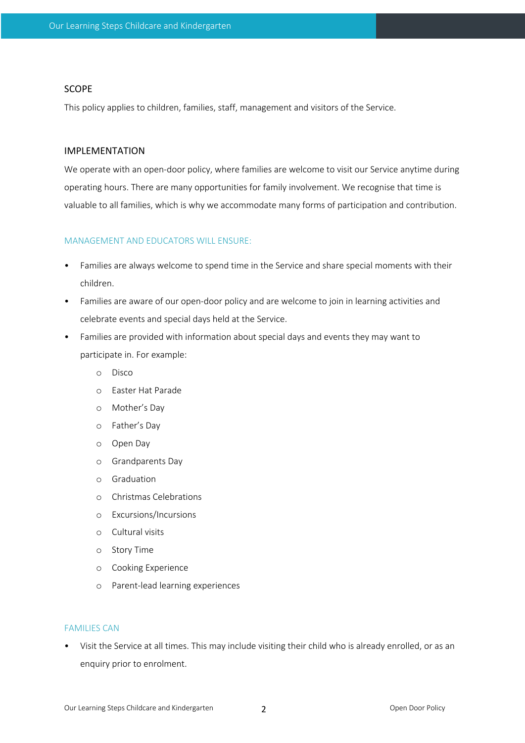## SCOPE

This policy applies to children, families, staff, management and visitors of the Service.

## IMPLEMENTATION

We operate with an open-door policy, where families are welcome to visit our Service anytime during operating hours. There are many opportunities for family involvement. We recognise that time is valuable to all families, which is why we accommodate many forms of participation and contribution.

### MANAGEMENT AND EDUCATORS WILL ENSURE:

- Families are always welcome to spend time in the Service and share special moments with their children.
- Families are aware of our open-door policy and are welcome to join in learning activities and celebrate events and special days held at the Service.
- Families are provided with information about special days and events they may want to participate in. For example:
    - Disco
    - Easter Hat Parade
    - Mother's Day
    - Father's Day
    - Open Day
    - Grandparents Day
    - Graduation
    - Christmas Celebrations
    - Excursions/Incursions
    - Cultural visits
    - Story Time
    - Cooking Experience
    - Parent-lead learning experiences

### FAMILIES CAN

- Visit the Service at all times. This may include visiting their child who is already enrolled, or as an enquiry prior to enrolment.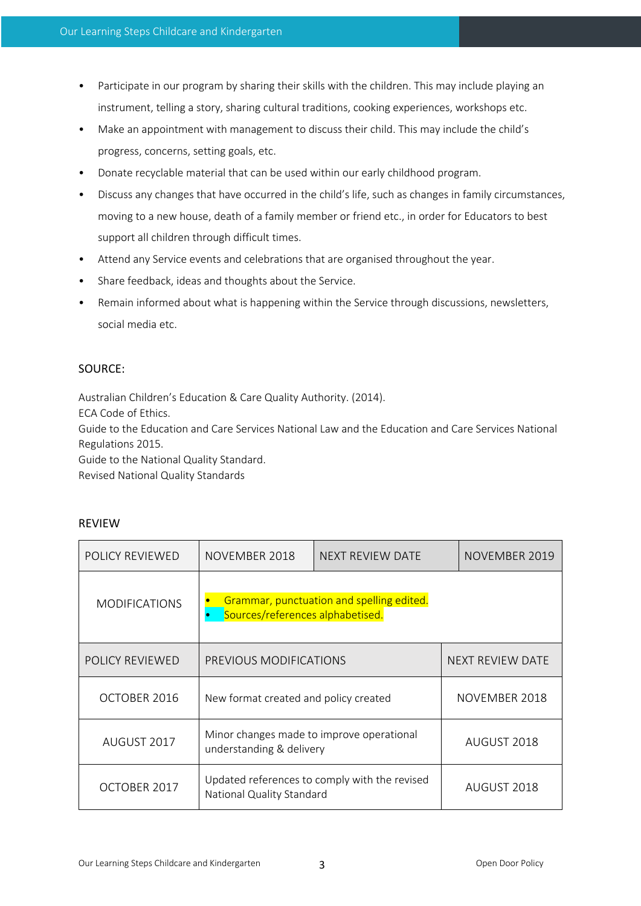- Participate in our program by sharing their skills with the children. This may include playing an instrument, telling a story, sharing cultural traditions, cooking experiences, workshops etc.
- Make an appointment with management to discuss their child. This may include the child's progress, concerns, setting goals, etc.
- Donate recyclable material that can be used within our early childhood program.
- Discuss any changes that have occurred in the child's life, such as changes in family circumstances, moving to a new house, death of a family member or friend etc., in order for Educators to best support all children through difficult times.
- Attend any Service events and celebrations that are organised throughout the year.
- Share feedback, ideas and thoughts about the Service.
- Remain informed about what is happening within the Service through discussions, newsletters, social media etc.

## SOURCE:

Australian Children's Education & Care Quality Authority. (2014).
ECA Code of Ethics.
Guide to the Education and Care Services National Law and the Education and Care Services National Regulations 2015.
Guide to the National Quality Standard.
Revised National Quality Standards

## REVIEW

| POLICY REVIEWED | NOVEMBER 2018 | NEXT REVIEW DATE | NOVEMBER 2019 |
|---|---|---|---|
| MODIFICATIONS | • Grammar, punctuation and spelling edited.<br>• Sources/references alphabetised. | | |
| POLICY REVIEWED | PREVIOUS MODIFICATIONS | | NEXT REVIEW DATE |
| OCTOBER 2016 | New format created and policy created | | NOVEMBER 2018 |
| AUGUST 2017 | Minor changes made to improve operational understanding & delivery | | AUGUST 2018 |
| OCTOBER 2017 | Updated references to comply with the revised National Quality Standard | | AUGUST 2018 |